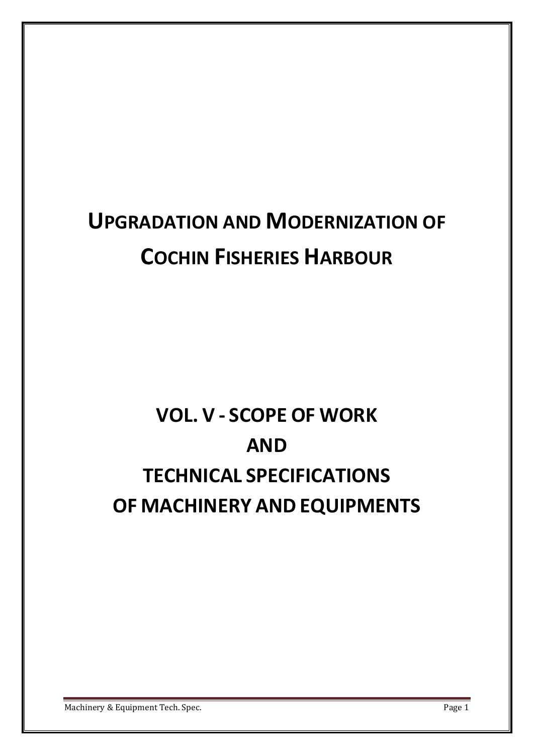# UPGRADATION AND MODERNIZATION OF COCHIN FISHERIES HARBOUR

# VOL. V - SCOPE OF WORK AND TECHNICAL SPECIFICATIONS OF MACHINERY AND EQUIPMENTS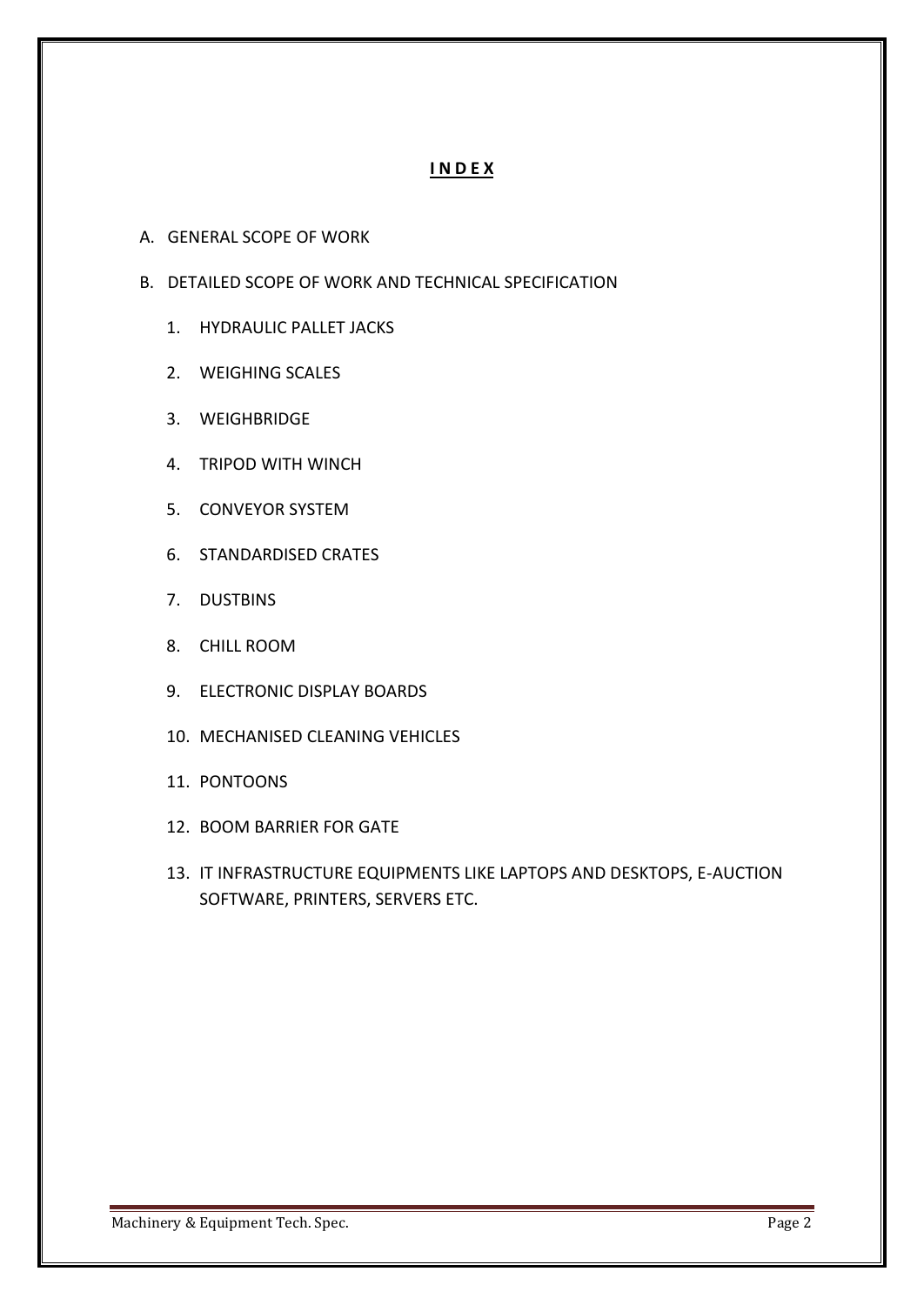# I N D E X

A. GENERAL SCOPE OF WORK

B. DETAILED SCOPE OF WORK AND TECHNICAL SPECIFICATION

1. HYDRAULIC PALLET JACKS
2. WEIGHING SCALES
3. WEIGHBRIDGE
4. TRIPOD WITH WINCH
5. CONVEYOR SYSTEM
6. STANDARDISED CRATES
7. DUSTBINS
8. CHILL ROOM
9. ELECTRONIC DISPLAY BOARDS
10. MECHANISED CLEANING VEHICLES
11. PONTOONS
12. BOOM BARRIER FOR GATE
13. IT INFRASTRUCTURE EQUIPMENTS LIKE LAPTOPS AND DESKTOPS, E-AUCTION SOFTWARE, PRINTERS, SERVERS ETC.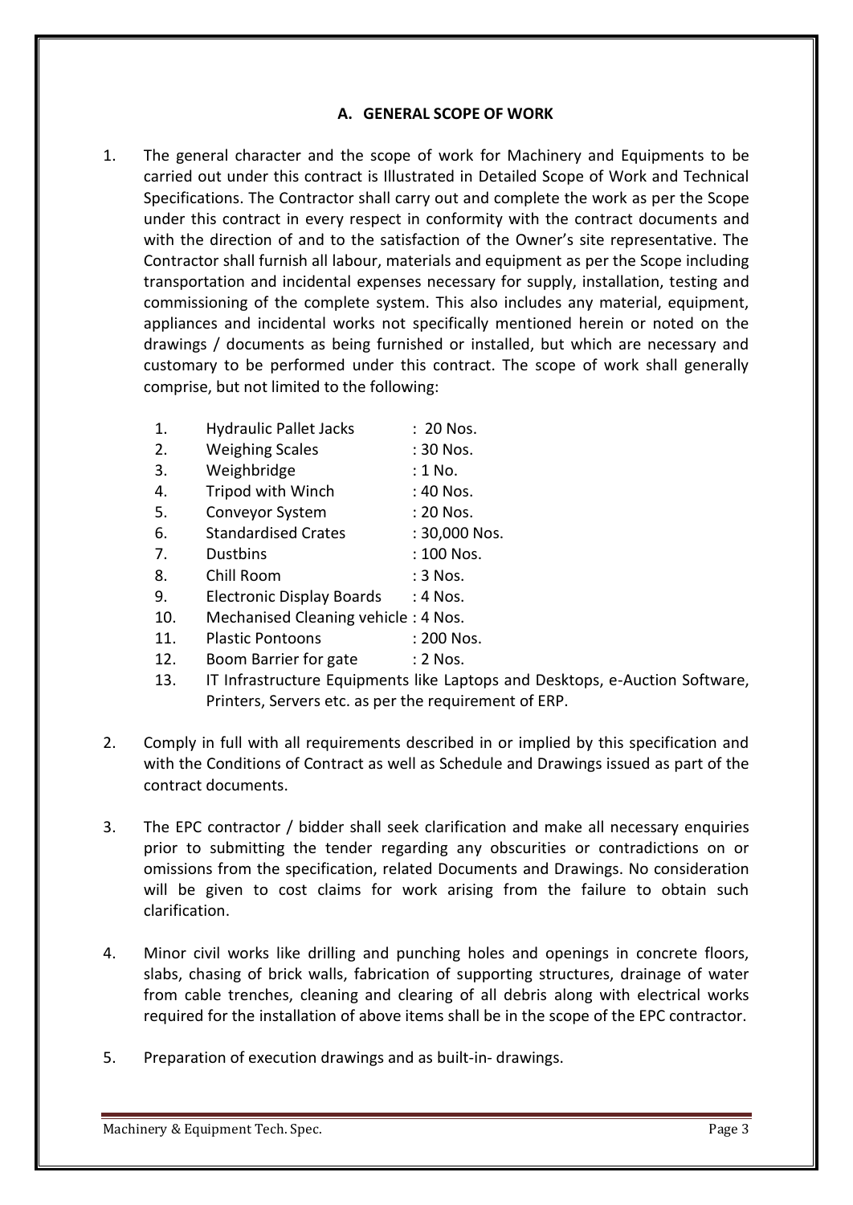## A. GENERAL SCOPE OF WORK

1. The general character and the scope of work for Machinery and Equipments to be carried out under this contract is Illustrated in Detailed Scope of Work and Technical Specifications. The Contractor shall carry out and complete the work as per the Scope under this contract in every respect in conformity with the contract documents and with the direction of and to the satisfaction of the Owner's site representative. The Contractor shall furnish all labour, materials and equipment as per the Scope including transportation and incidental expenses necessary for supply, installation, testing and commissioning of the complete system. This also includes any material, equipment, appliances and incidental works not specifically mentioned herein or noted on the drawings / documents as being furnished or installed, but which are necessary and customary to be performed under this contract. The scope of work shall generally comprise, but not limited to the following:

   1. Hydraulic Pallet Jacks : 20 Nos.
   2. Weighing Scales : 30 Nos.
   3. Weighbridge : 1 No.
   4. Tripod with Winch : 40 Nos.
   5. Conveyor System : 20 Nos.
   6. Standardised Crates : 30,000 Nos.
   7. Dustbins : 100 Nos.
   8. Chill Room : 3 Nos.
   9. Electronic Display Boards : 4 Nos.
   10. Mechanised Cleaning vehicle : 4 Nos.
   11. Plastic Pontoons : 200 Nos.
   12. Boom Barrier for gate : 2 Nos.
   13. IT Infrastructure Equipments like Laptops and Desktops, e-Auction Software, Printers, Servers etc. as per the requirement of ERP.

2. Comply in full with all requirements described in or implied by this specification and with the Conditions of Contract as well as Schedule and Drawings issued as part of the contract documents.

3. The EPC contractor / bidder shall seek clarification and make all necessary enquiries prior to submitting the tender regarding any obscurities or contradictions on or omissions from the specification, related Documents and Drawings. No consideration will be given to cost claims for work arising from the failure to obtain such clarification.

4. Minor civil works like drilling and punching holes and openings in concrete floors, slabs, chasing of brick walls, fabrication of supporting structures, drainage of water from cable trenches, cleaning and clearing of all debris along with electrical works required for the installation of above items shall be in the scope of the EPC contractor.

5. Preparation of execution drawings and as built-in- drawings.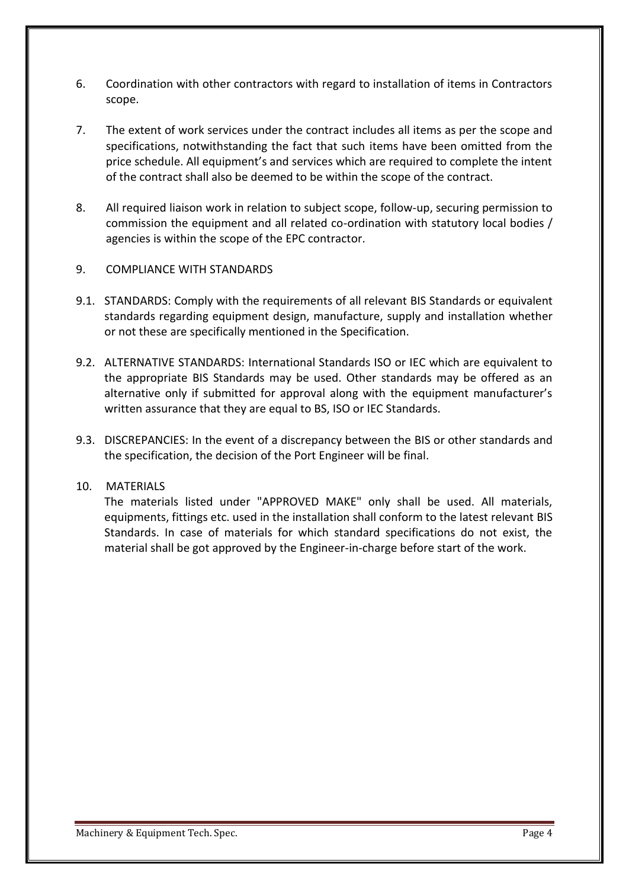6. Coordination with other contractors with regard to installation of items in Contractors scope.

7. The extent of work services under the contract includes all items as per the scope and specifications, notwithstanding the fact that such items have been omitted from the price schedule. All equipment's and services which are required to complete the intent of the contract shall also be deemed to be within the scope of the contract.

8. All required liaison work in relation to subject scope, follow-up, securing permission to commission the equipment and all related co-ordination with statutory local bodies / agencies is within the scope of the EPC contractor.

9. COMPLIANCE WITH STANDARDS

9.1. STANDARDS: Comply with the requirements of all relevant BIS Standards or equivalent standards regarding equipment design, manufacture, supply and installation whether or not these are specifically mentioned in the Specification.

9.2. ALTERNATIVE STANDARDS: International Standards ISO or IEC which are equivalent to the appropriate BIS Standards may be used. Other standards may be offered as an alternative only if submitted for approval along with the equipment manufacturer's written assurance that they are equal to BS, ISO or IEC Standards.

9.3. DISCREPANCIES: In the event of a discrepancy between the BIS or other standards and the specification, the decision of the Port Engineer will be final.

10. MATERIALS

The materials listed under "APPROVED MAKE" only shall be used. All materials, equipments, fittings etc. used in the installation shall conform to the latest relevant BIS Standards. In case of materials for which standard specifications do not exist, the material shall be got approved by the Engineer-in-charge before start of the work.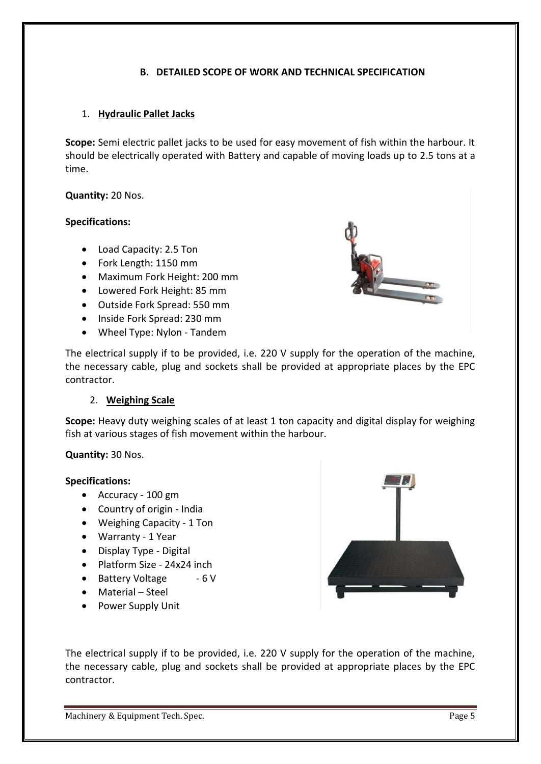## B. DETAILED SCOPE OF WORK AND TECHNICAL SPECIFICATION

### 1. Hydraulic Pallet Jacks

**Scope:** Semi electric pallet jacks to be used for easy movement of fish within the harbour. It should be electrically operated with Battery and capable of moving loads up to 2.5 tons at a time.

**Quantity:** 20 Nos.

**Specifications:**

- Load Capacity: 2.5 Ton
- Fork Length: 1150 mm
- Maximum Fork Height: 200 mm
- Lowered Fork Height: 85 mm
- Outside Fork Spread: 550 mm
- Inside Fork Spread: 230 mm
- Wheel Type: Nylon - Tandem

The electrical supply if to be provided, i.e. 220 V supply for the operation of the machine, the necessary cable, plug and sockets shall be provided at appropriate places by the EPC contractor.

### 2. Weighing Scale

**Scope:** Heavy duty weighing scales of at least 1 ton capacity and digital display for weighing fish at various stages of fish movement within the harbour.

**Quantity:** 30 Nos.

**Specifications:**

- Accuracy - 100 gm
- Country of origin - India
- Weighing Capacity - 1 Ton
- Warranty - 1 Year
- Display Type - Digital
- Platform Size - 24x24 inch
- Battery Voltage - 6 V
- Material – Steel
- Power Supply Unit

The electrical supply if to be provided, i.e. 220 V supply for the operation of the machine, the necessary cable, plug and sockets shall be provided at appropriate places by the EPC contractor.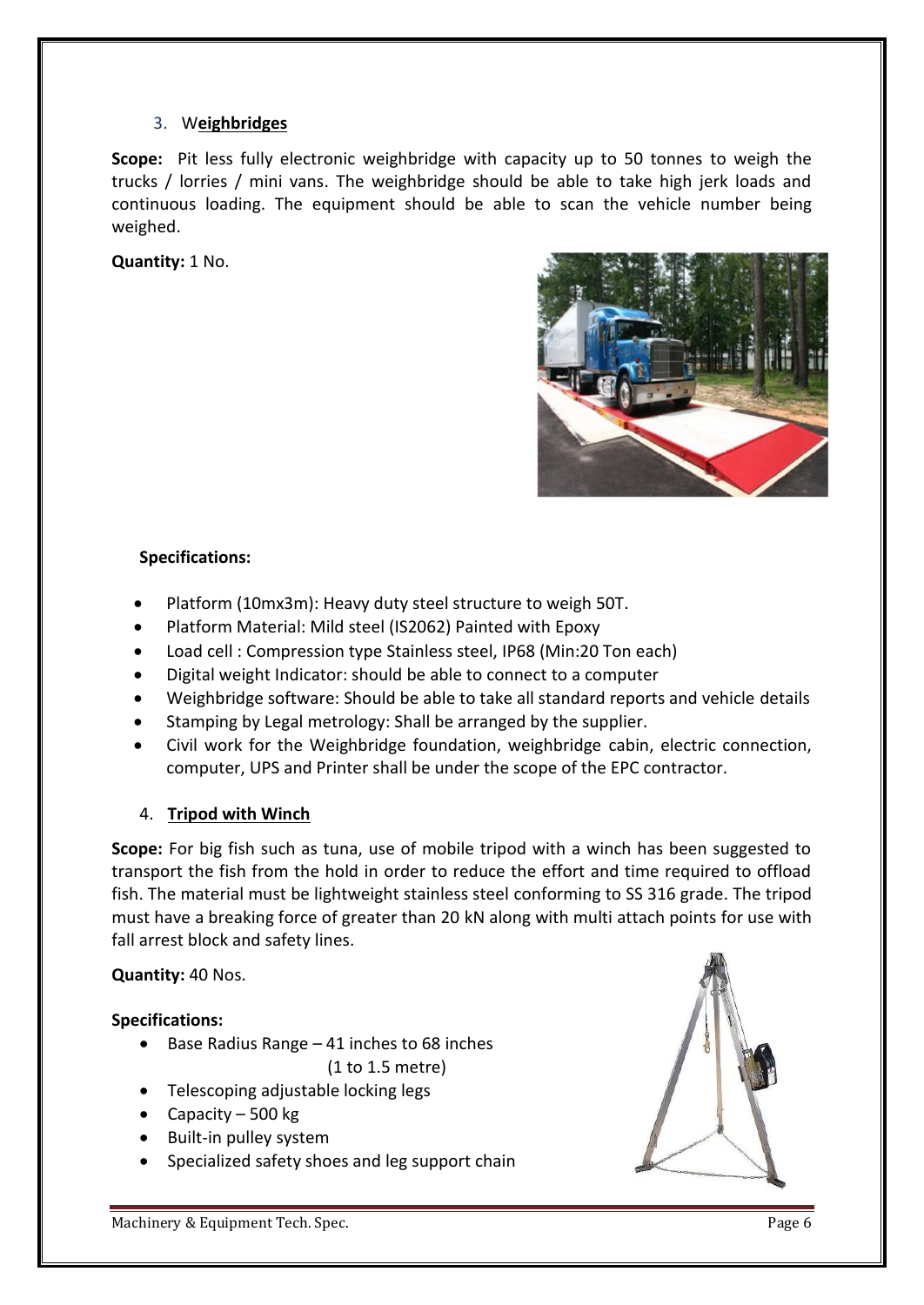### 3. Weighbridges

**Scope:** Pit less fully electronic weighbridge with capacity up to 50 tonnes to weigh the trucks / lorries / mini vans. The weighbridge should be able to take high jerk loads and continuous loading. The equipment should be able to scan the vehicle number being weighed.

**Quantity:** 1 No.

**Specifications:**

- Platform (10mx3m): Heavy duty steel structure to weigh 50T.
- Platform Material: Mild steel (IS2062) Painted with Epoxy
- Load cell : Compression type Stainless steel, IP68 (Min:20 Ton each)
- Digital weight Indicator: should be able to connect to a computer
- Weighbridge software: Should be able to take all standard reports and vehicle details
- Stamping by Legal metrology: Shall be arranged by the supplier.
- Civil work for the Weighbridge foundation, weighbridge cabin, electric connection, computer, UPS and Printer shall be under the scope of the EPC contractor.

### 4. Tripod with Winch

**Scope:** For big fish such as tuna, use of mobile tripod with a winch has been suggested to transport the fish from the hold in order to reduce the effort and time required to offload fish. The material must be lightweight stainless steel conforming to SS 316 grade. The tripod must have a breaking force of greater than 20 kN along with multi attach points for use with fall arrest block and safety lines.

**Quantity:** 40 Nos.

**Specifications:**

- Base Radius Range – 41 inches to 68 inches (1 to 1.5 metre)
- Telescoping adjustable locking legs
- Capacity – 500 kg
- Built-in pulley system
- Specialized safety shoes and leg support chain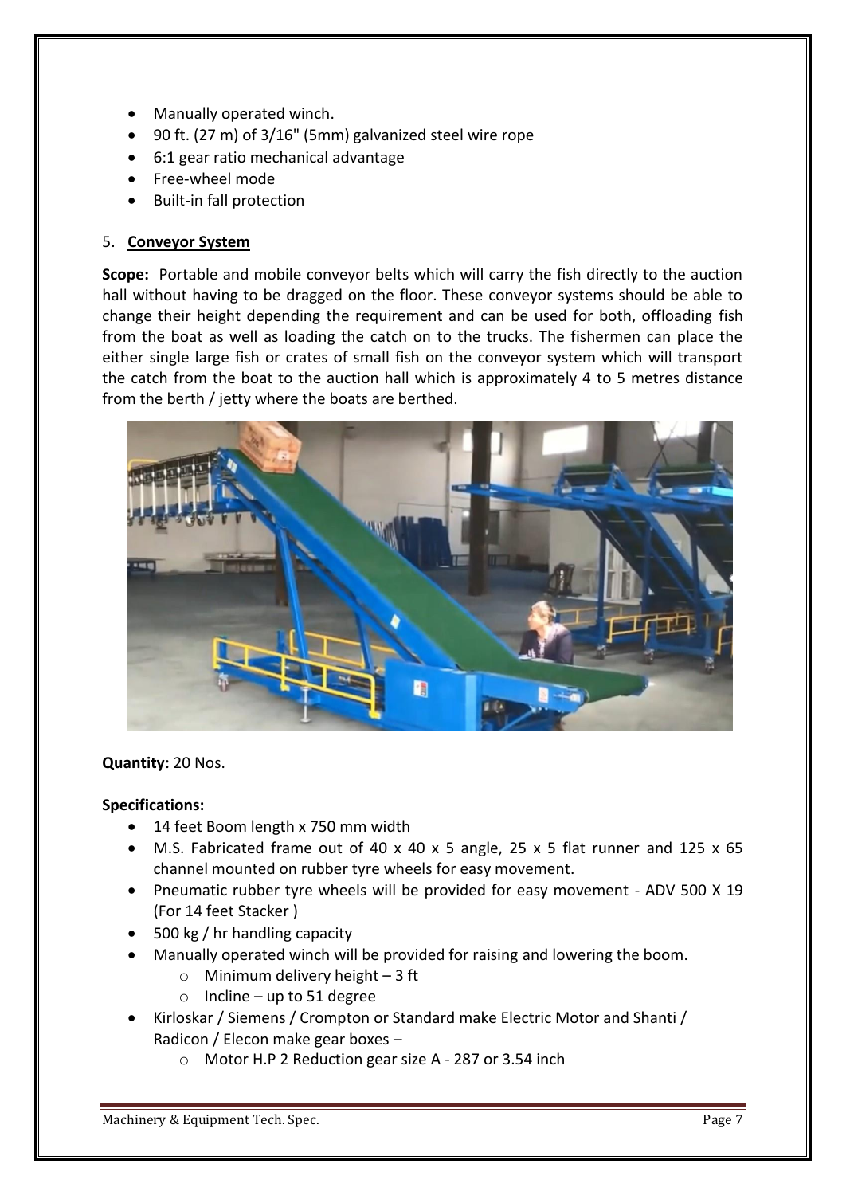- Manually operated winch.
- 90 ft. (27 m) of 3/16" (5mm) galvanized steel wire rope
- 6:1 gear ratio mechanical advantage
- Free-wheel mode
- Built-in fall protection

5. **Conveyor System**

**Scope:** Portable and mobile conveyor belts which will carry the fish directly to the auction hall without having to be dragged on the floor. These conveyor systems should be able to change their height depending the requirement and can be used for both, offloading fish from the boat as well as loading the catch on to the trucks. The fishermen can place the either single large fish or crates of small fish on the conveyor system which will transport the catch from the boat to the auction hall which is approximately 4 to 5 metres distance from the berth / jetty where the boats are berthed.

**Quantity:** 20 Nos.

**Specifications:**

- 14 feet Boom length x 750 mm width
- M.S. Fabricated frame out of 40 x 40 x 5 angle, 25 x 5 flat runner and 125 x 65 channel mounted on rubber tyre wheels for easy movement.
- Pneumatic rubber tyre wheels will be provided for easy movement - ADV 500 X 19 (For 14 feet Stacker )
- 500 kg / hr handling capacity
- Manually operated winch will be provided for raising and lowering the boom.
  - Minimum delivery height – 3 ft
  - Incline – up to 51 degree
- Kirloskar / Siemens / Crompton or Standard make Electric Motor and Shanti / Radicon / Elecon make gear boxes –
  - Motor H.P 2 Reduction gear size A - 287 or 3.54 inch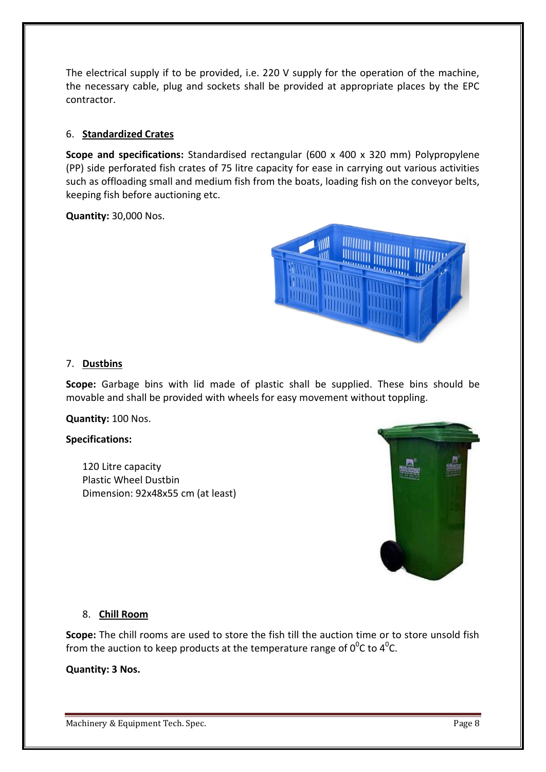The electrical supply if to be provided, i.e. 220 V supply for the operation of the machine, the necessary cable, plug and sockets shall be provided at appropriate places by the EPC contractor.

6. **Standardized Crates**

**Scope and specifications:** Standardised rectangular (600 x 400 x 320 mm) Polypropylene (PP) side perforated fish crates of 75 litre capacity for ease in carrying out various activities such as offloading small and medium fish from the boats, loading fish on the conveyor belts, keeping fish before auctioning etc.

**Quantity:** 30,000 Nos.

7. **Dustbins**

**Scope:** Garbage bins with lid made of plastic shall be supplied. These bins should be movable and shall be provided with wheels for easy movement without toppling.

**Quantity:** 100 Nos.

**Specifications:**

120 Litre capacity
Plastic Wheel Dustbin
Dimension: 92x48x55 cm (at least)

8. **Chill Room**

**Scope:** The chill rooms are used to store the fish till the auction time or to store unsold fish from the auction to keep products at the temperature range of $0^0$C to $4^0$C.

**Quantity: 3 Nos.**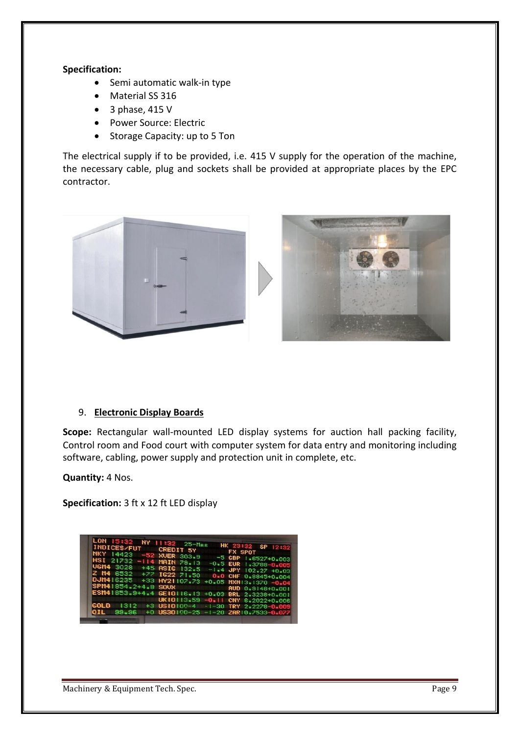**Specification:**

- Semi automatic walk-in type
- Material SS 316
- 3 phase, 415 V
- Power Source: Electric
- Storage Capacity: up to 5 Ton

The electrical supply if to be provided, i.e. 415 V supply for the operation of the machine, the necessary cable, plug and sockets shall be provided at appropriate places by the EPC contractor.

9. **Electronic Display Boards**

**Scope:** Rectangular wall-mounted LED display systems for auction hall packing facility, Control room and Food court with computer system for data entry and monitoring including software, cabling, power supply and protection unit in complete, etc.

**Quantity:** 4 Nos.

**Specification:** 3 ft x 12 ft LED display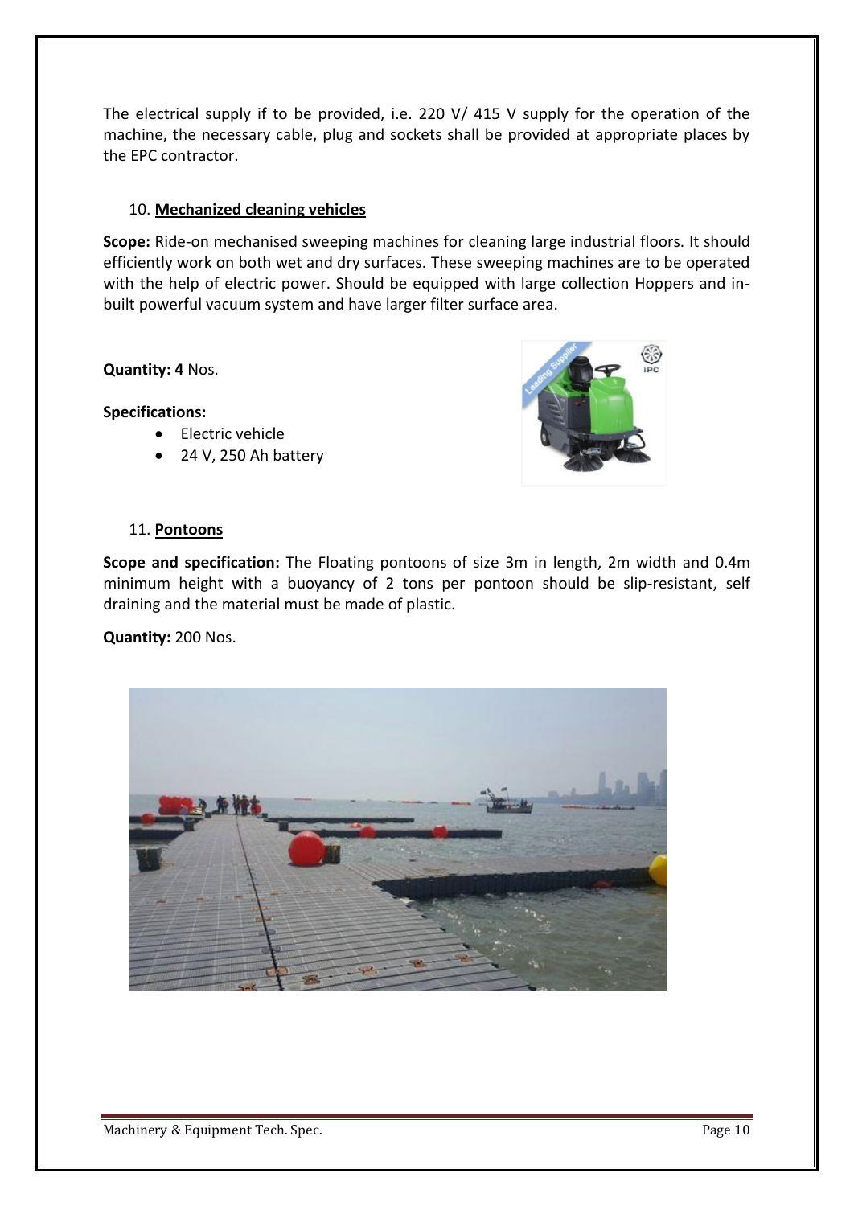The electrical supply if to be provided, i.e. 220 V/ 415 V supply for the operation of the machine, the necessary cable, plug and sockets shall be provided at appropriate places by the EPC contractor.

10. **Mechanized cleaning vehicles**

**Scope:** Ride-on mechanised sweeping machines for cleaning large industrial floors. It should efficiently work on both wet and dry surfaces. These sweeping machines are to be operated with the help of electric power. Should be equipped with large collection Hoppers and in-built powerful vacuum system and have larger filter surface area.

**Quantity: 4** Nos.

**Specifications:**

- Electric vehicle
- 24 V, 250 Ah battery

11. **Pontoons**

**Scope and specification:** The Floating pontoons of size 3m in length, 2m width and 0.4m minimum height with a buoyancy of 2 tons per pontoon should be slip-resistant, self draining and the material must be made of plastic.

**Quantity:** 200 Nos.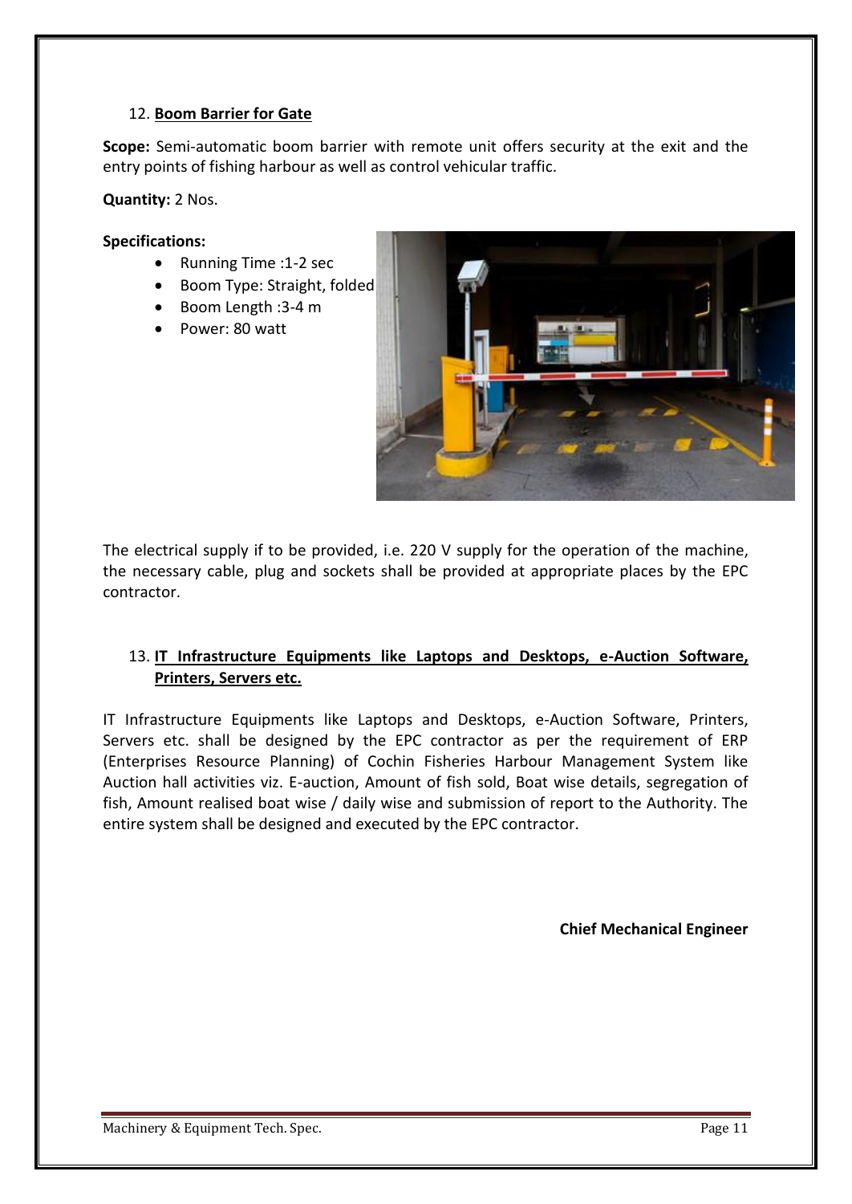## 12. Boom Barrier for Gate

**Scope:** Semi-automatic boom barrier with remote unit offers security at the exit and the entry points of fishing harbour as well as control vehicular traffic.

**Quantity:** 2 Nos.

**Specifications:**

- Running Time :1-2 sec
- Boom Type: Straight, folded
- Boom Length :3-4 m
- Power: 80 watt

The electrical supply if to be provided, i.e. 220 V supply for the operation of the machine, the necessary cable, plug and sockets shall be provided at appropriate places by the EPC contractor.

## 13. IT Infrastructure Equipments like Laptops and Desktops, e-Auction Software, Printers, Servers etc.

IT Infrastructure Equipments like Laptops and Desktops, e-Auction Software, Printers, Servers etc. shall be designed by the EPC contractor as per the requirement of ERP (Enterprises Resource Planning) of Cochin Fisheries Harbour Management System like Auction hall activities viz. E-auction, Amount of fish sold, Boat wise details, segregation of fish, Amount realised boat wise / daily wise and submission of report to the Authority. The entire system shall be designed and executed by the EPC contractor.

**Chief Mechanical Engineer**